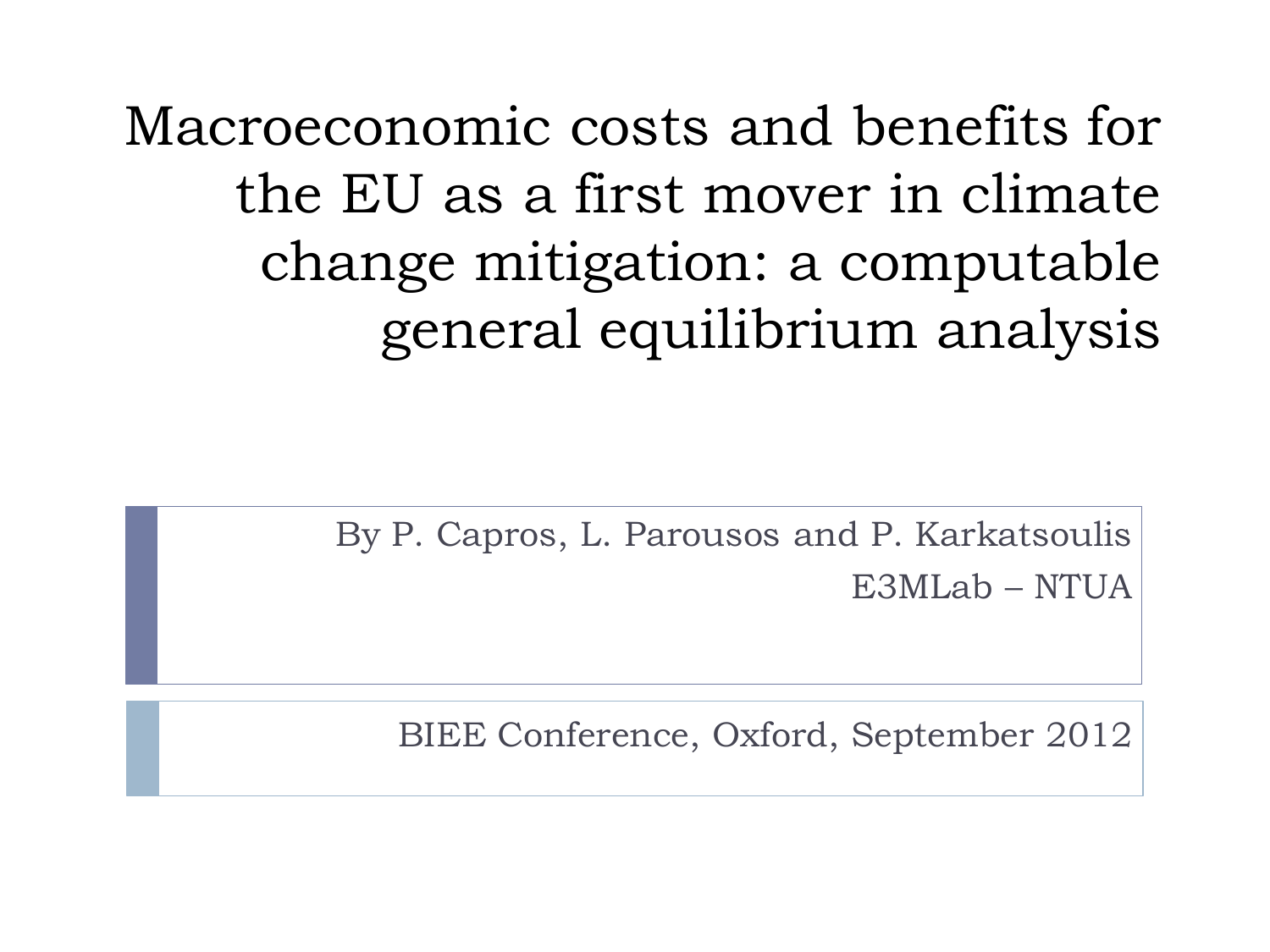# Macroeconomic costs and benefits for the EU as a first mover in climate change mitigation: a computable general equilibrium analysis

By P. Capros, L. Parousos and P. Karkatsoulis

E3MLab – NTUA

BIEE Conference, Oxford, September 2012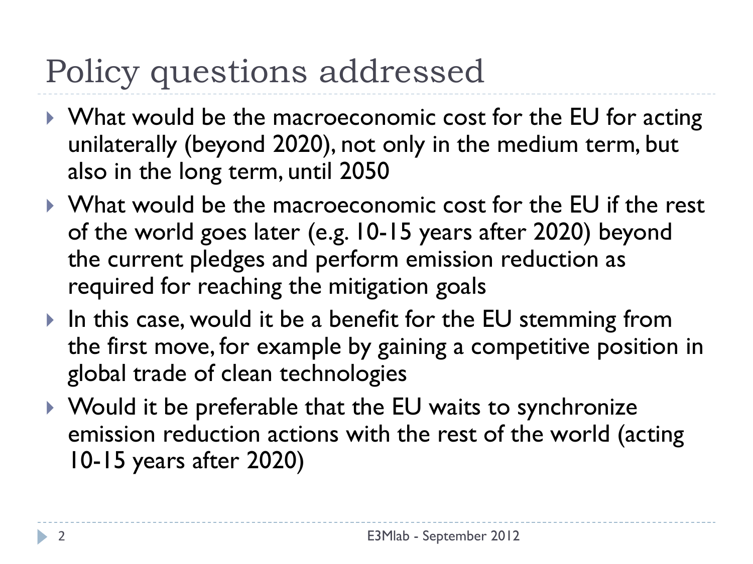# Policy questions addressed

- What would be the macroeconomic cost for the EU for acting unilaterally (beyond 2020), not only in the medium term, but also in the long term, until 2050
- What would be the macroeconomic cost for the EU if the rest of the world goes later (e.g. 10-15 years after 2020) beyond the current pledges and perform emission reduction as required for reaching the mitigation goals
- In this case, would it be a benefit for the EU stemming from the first move, for example by gaining a competitive position in global trade of clean technologies
- Would it be preferable that the EU waits to synchronize emission reduction actions with the rest of the world (acting 10-15 years after 2020)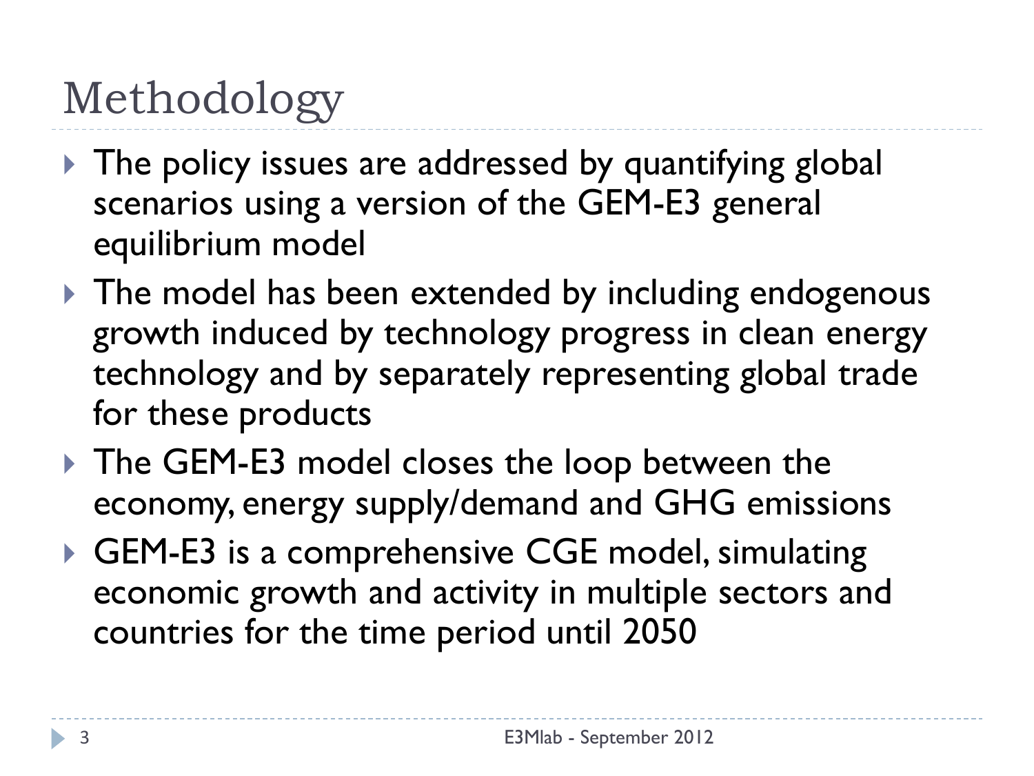# Methodology

- The policy issues are addressed by quantifying global scenarios using a version of the GEM-E3 general equilibrium model
- The model has been extended by including endogenous growth induced by technology progress in clean energy technology and by separately representing global trade for these products
- The GEM-E3 model closes the loop between the economy, energy supply/demand and GHG emissions
- GEM-E3 is a comprehensive CGE model, simulating economic growth and activity in multiple sectors and countries for the time period until 2050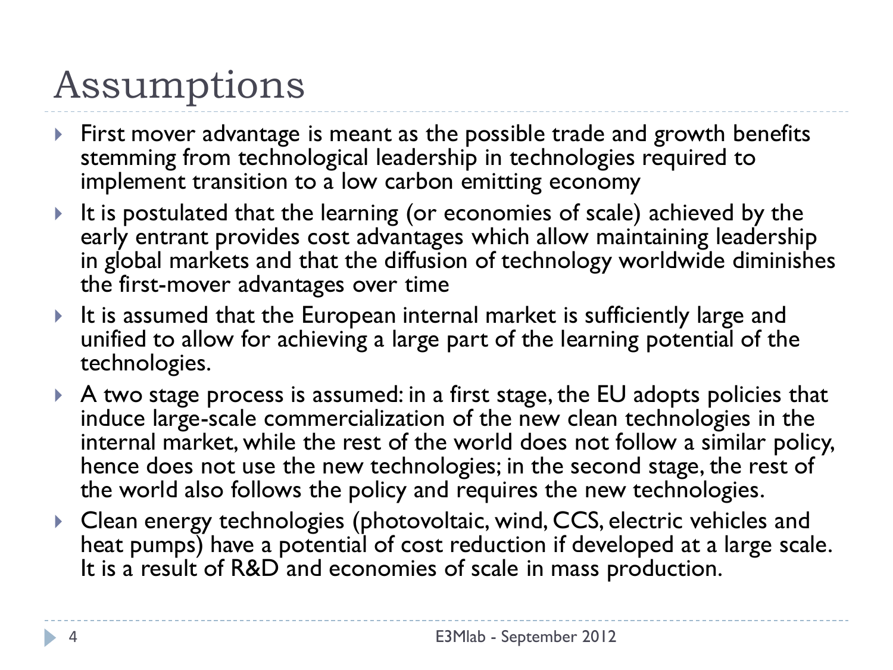# Assumptions

- First mover advantage is meant as the possible trade and growth benefits stemming from technological leadership in technologies required to implement transition to a low carbon emitting economy
- It is postulated that the learning (or economies of scale) achieved by the early entrant provides cost advantages which allow maintaining leadership in global markets and that the diffusion of technology worldwide diminishes the first-mover advantages over time
- It is assumed that the European internal market is sufficiently large and unified to allow for achieving a large part of the learning potential of the technologies.
- A two stage process is assumed: in a first stage, the EU adopts policies that induce large-scale commercialization of the new clean technologies in the internal market, while the rest of the world does not follow a similar policy, hence does not use the new technologies; in the second stage, the rest of the world also follows the policy and requires the new technologies.
- Clean energy technologies (photovoltaic, wind, CCS, electric vehicles and heat pumps) have a potential of cost reduction if developed at a large scale. It is a result of R&D and economies of scale in mass production.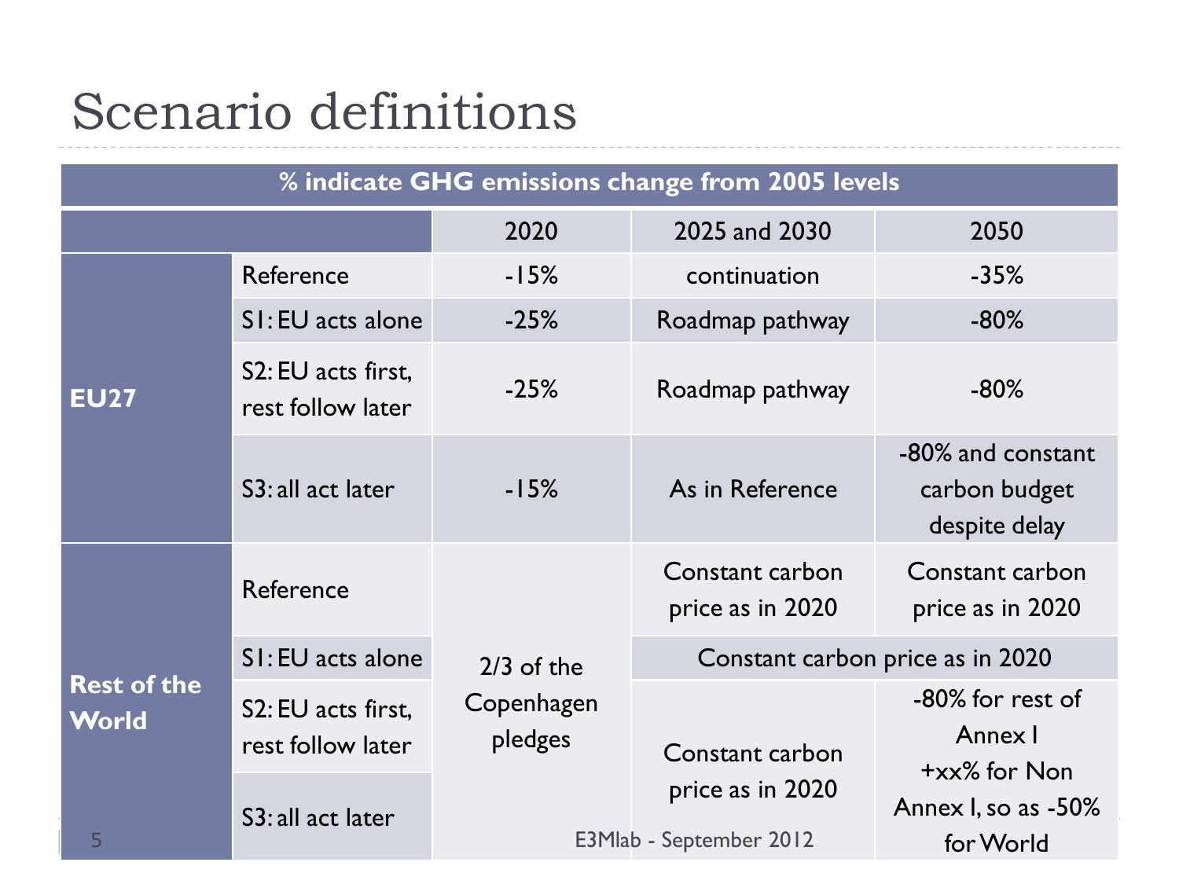# Scenario definitions

| % indicate GHG emissions change from 2005 levels | | | | |
|---|---|---|---|---|
| | | 2020 | 2025 and 2030 | 2050 |
| EU27 | Reference | -15% | continuation | -35% |
| | S1: EU acts alone | -25% | Roadmap pathway | -80% |
| | S2: EU acts first, rest follow later | -25% | Roadmap pathway | -80% |
| | S3: all act later | -15% | As in Reference | -80% and constant carbon budget despite delay |
| Rest of the World | Reference | 2/3 of the Copenhagen pledges | Constant carbon price as in 2020 | Constant carbon price as in 2020 |
| | S1: EU acts alone | | Constant carbon price as in 2020 | |
| | S2: EU acts first, rest follow later | | Constant carbon price as in 2020 | -80% for rest of Annex I +xx% for Non Annex I, so as -50% for World |
| | S3: all act later | | | |

E3Mlab - September 2012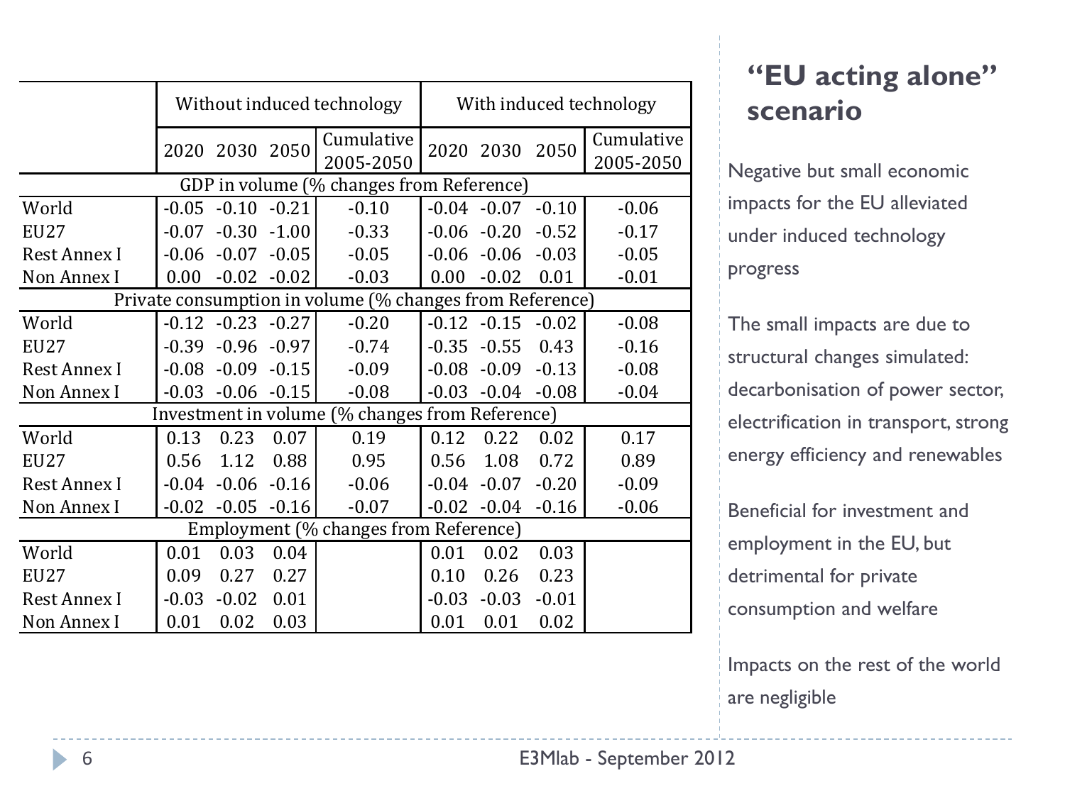## "EU acting alone" scenario

| | Without induced technology | | | | With induced technology | | | |
|---|---|---|---|---|---|---|---|---|
| | 2020 | 2030 | 2050 | Cumulative 2005-2050 | 2020 | 2030 | 2050 | Cumulative 2005-2050 |
| **GDP in volume (% changes from Reference)** | | | | | | | | |
| World | -0.05 | -0.10 | -0.21 | -0.10 | -0.04 | -0.07 | -0.10 | -0.06 |
| EU27 | -0.07 | -0.30 | -1.00 | -0.33 | -0.06 | -0.20 | -0.52 | -0.17 |
| Rest Annex I | -0.06 | -0.07 | -0.05 | -0.05 | -0.06 | -0.06 | -0.03 | -0.05 |
| Non Annex I | 0.00 | -0.02 | -0.02 | -0.03 | 0.00 | -0.02 | 0.01 | -0.01 |
| **Private consumption in volume (% changes from Reference)** | | | | | | | | |
| World | -0.12 | -0.23 | -0.27 | -0.20 | -0.12 | -0.15 | -0.02 | -0.08 |
| EU27 | -0.39 | -0.96 | -0.97 | -0.74 | -0.35 | -0.55 | 0.43 | -0.16 |
| Rest Annex I | -0.08 | -0.09 | -0.15 | -0.09 | -0.08 | -0.09 | -0.13 | -0.08 |
| Non Annex I | -0.03 | -0.06 | -0.15 | -0.08 | -0.03 | -0.04 | -0.08 | -0.04 |
| **Investment in volume (% changes from Reference)** | | | | | | | | |
| World | 0.13 | 0.23 | 0.07 | 0.19 | 0.12 | 0.22 | 0.02 | 0.17 |
| EU27 | 0.56 | 1.12 | 0.88 | 0.95 | 0.56 | 1.08 | 0.72 | 0.89 |
| Rest Annex I | -0.04 | -0.06 | -0.16 | -0.06 | -0.04 | -0.07 | -0.20 | -0.09 |
| Non Annex I | -0.02 | -0.05 | -0.16 | -0.07 | -0.02 | -0.04 | -0.16 | -0.06 |
| **Employment (% changes from Reference)** | | | | | | | | |
| World | 0.01 | 0.03 | 0.04 | | 0.01 | 0.02 | 0.03 | |
| EU27 | 0.09 | 0.27 | 0.27 | | 0.10 | 0.26 | 0.23 | |
| Rest Annex I | -0.03 | -0.02 | 0.01 | | -0.03 | -0.03 | -0.01 | |
| Non Annex I | 0.01 | 0.02 | 0.03 | | 0.01 | 0.01 | 0.02 | |

Negative but small economic impacts for the EU alleviated under induced technology progress

The small impacts are due to structural changes simulated: decarbonisation of power sector, electrification in transport, strong energy efficiency and renewables

Beneficial for investment and employment in the EU, but detrimental for private consumption and welfare

Impacts on the rest of the world are negligible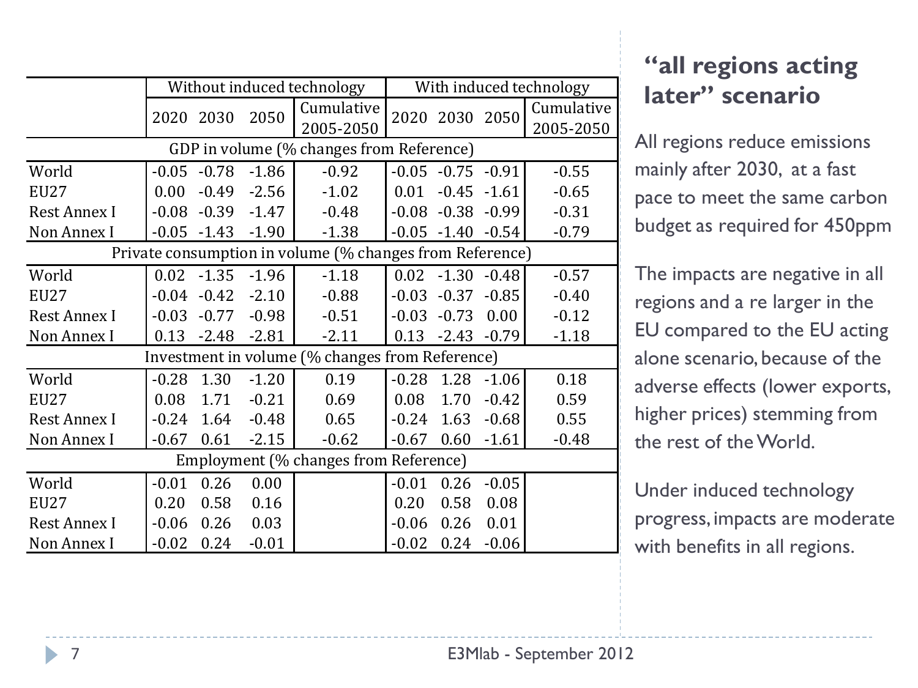## "all regions acting later" scenario

All regions reduce emissions mainly after 2030, at a fast pace to meet the same carbon budget as required for 450ppm

The impacts are negative in all regions and a re larger in the EU compared to the EU acting alone scenario, because of the adverse effects (lower exports, higher prices) stemming from the rest of the World.

Under induced technology progress, impacts are moderate with benefits in all regions.

| | Without induced technology | | | | With induced technology | | | |
|---|---|---|---|---|---|---|---|---|
| | 2020 | 2030 | 2050 | Cumulative 2005-2050 | 2020 | 2030 | 2050 | Cumulative 2005-2050 |
| **GDP in volume (% changes from Reference)** | | | | | | | | |
| World | -0.05 | -0.78 | -1.86 | -0.92 | -0.05 | -0.75 | -0.91 | -0.55 |
| EU27 | 0.00 | -0.49 | -2.56 | -1.02 | 0.01 | -0.45 | -1.61 | -0.65 |
| Rest Annex I | -0.08 | -0.39 | -1.47 | -0.48 | -0.08 | -0.38 | -0.99 | -0.31 |
| Non Annex I | -0.05 | -1.43 | -1.90 | -1.38 | -0.05 | -1.40 | -0.54 | -0.79 |
| **Private consumption in volume (% changes from Reference)** | | | | | | | | |
| World | 0.02 | -1.35 | -1.96 | -1.18 | 0.02 | -1.30 | -0.48 | -0.57 |
| EU27 | -0.04 | -0.42 | -2.10 | -0.88 | -0.03 | -0.37 | -0.85 | -0.40 |
| Rest Annex I | -0.03 | -0.77 | -0.98 | -0.51 | -0.03 | -0.73 | 0.00 | -0.12 |
| Non Annex I | 0.13 | -2.48 | -2.81 | -2.11 | 0.13 | -2.43 | -0.79 | -1.18 |
| **Investment in volume (% changes from Reference)** | | | | | | | | |
| World | -0.28 | 1.30 | -1.20 | 0.19 | -0.28 | 1.28 | -1.06 | 0.18 |
| EU27 | 0.08 | 1.71 | -0.21 | 0.69 | 0.08 | 1.70 | -0.42 | 0.59 |
| Rest Annex I | -0.24 | 1.64 | -0.48 | 0.65 | -0.24 | 1.63 | -0.68 | 0.55 |
| Non Annex I | -0.67 | 0.61 | -2.15 | -0.62 | -0.67 | 0.60 | -1.61 | -0.48 |
| **Employment (% changes from Reference)** | | | | | | | | |
| World | -0.01 | 0.26 | 0.00 | | -0.01 | 0.26 | -0.05 | |
| EU27 | 0.20 | 0.58 | 0.16 | | 0.20 | 0.58 | 0.08 | |
| Rest Annex I | -0.06 | 0.26 | 0.03 | | -0.06 | 0.26 | 0.01 | |
| Non Annex I | -0.02 | 0.24 | -0.01 | | -0.02 | 0.24 | -0.06 | |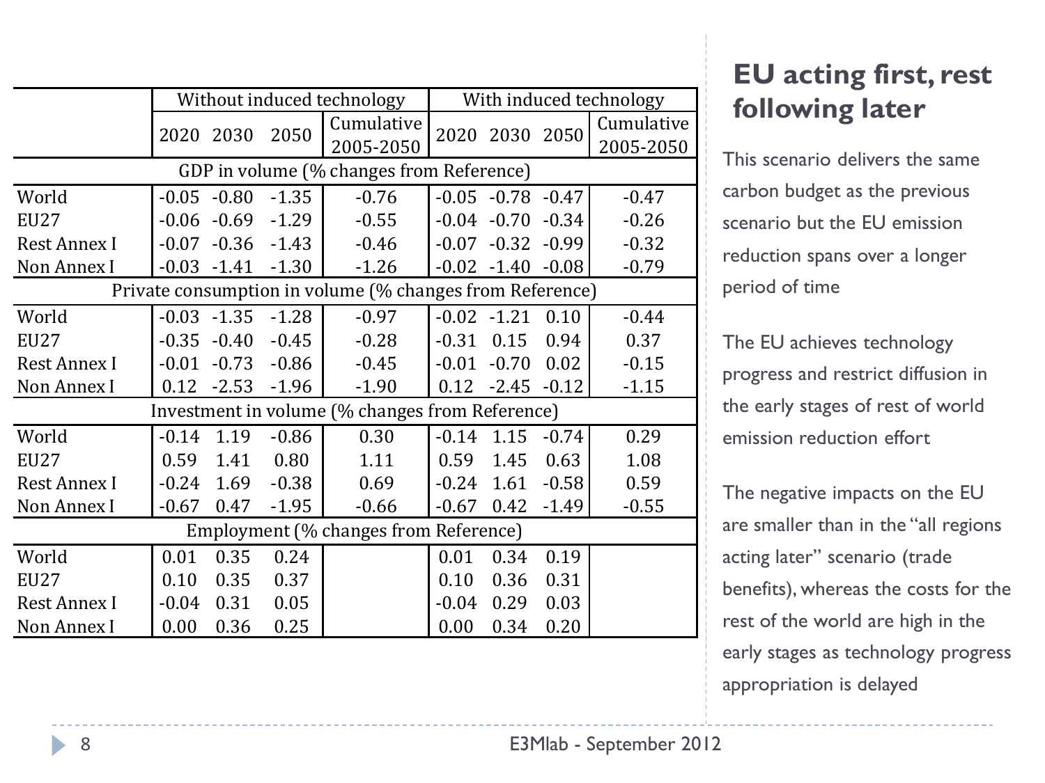## EU acting first, rest following later

| | Without induced technology | | | | With induced technology | | | |
|---|---|---|---|---|---|---|---|---|
| | 2020 | 2030 | 2050 | Cumulative 2005-2050 | 2020 | 2030 | 2050 | Cumulative 2005-2050 |
| **GDP in volume (% changes from Reference)** | | | | | | | | |
| World | -0.05 | -0.80 | -1.35 | -0.76 | -0.05 | -0.78 | -0.47 | -0.47 |
| EU27 | -0.06 | -0.69 | -1.29 | -0.55 | -0.04 | -0.70 | -0.34 | -0.26 |
| Rest Annex I | -0.07 | -0.36 | -1.43 | -0.46 | -0.07 | -0.32 | -0.99 | -0.32 |
| Non Annex I | -0.03 | -1.41 | -1.30 | -1.26 | -0.02 | -1.40 | -0.08 | -0.79 |
| **Private consumption in volume (% changes from Reference)** | | | | | | | | |
| World | -0.03 | -1.35 | -1.28 | -0.97 | -0.02 | -1.21 | 0.10 | -0.44 |
| EU27 | -0.35 | -0.40 | -0.45 | -0.28 | -0.31 | 0.15 | 0.94 | 0.37 |
| Rest Annex I | -0.01 | -0.73 | -0.86 | -0.45 | -0.01 | -0.70 | 0.02 | -0.15 |
| Non Annex I | 0.12 | -2.53 | -1.96 | -1.90 | 0.12 | -2.45 | -0.12 | -1.15 |
| **Investment in volume (% changes from Reference)** | | | | | | | | |
| World | -0.14 | 1.19 | -0.86 | 0.30 | -0.14 | 1.15 | -0.74 | 0.29 |
| EU27 | 0.59 | 1.41 | 0.80 | 1.11 | 0.59 | 1.45 | 0.63 | 1.08 |
| Rest Annex I | -0.24 | 1.69 | -0.38 | 0.69 | -0.24 | 1.61 | -0.58 | 0.59 |
| Non Annex I | -0.67 | 0.47 | -1.95 | -0.66 | -0.67 | 0.42 | -1.49 | -0.55 |
| **Employment (% changes from Reference)** | | | | | | | | |
| World | 0.01 | 0.35 | 0.24 | | 0.01 | 0.34 | 0.19 | |
| EU27 | 0.10 | 0.35 | 0.37 | | 0.10 | 0.36 | 0.31 | |
| Rest Annex I | -0.04 | 0.31 | 0.05 | | -0.04 | 0.29 | 0.03 | |
| Non Annex I | 0.00 | 0.36 | 0.25 | | 0.00 | 0.34 | 0.20 | |

This scenario delivers the same carbon budget as the previous scenario but the EU emission reduction spans over a longer period of time

The EU achieves technology progress and restrict diffusion in the early stages of rest of world emission reduction effort

The negative impacts on the EU are smaller than in the "all regions acting later" scenario (trade benefits), whereas the costs for the rest of the world are high in the early stages as technology progress appropriation is delayed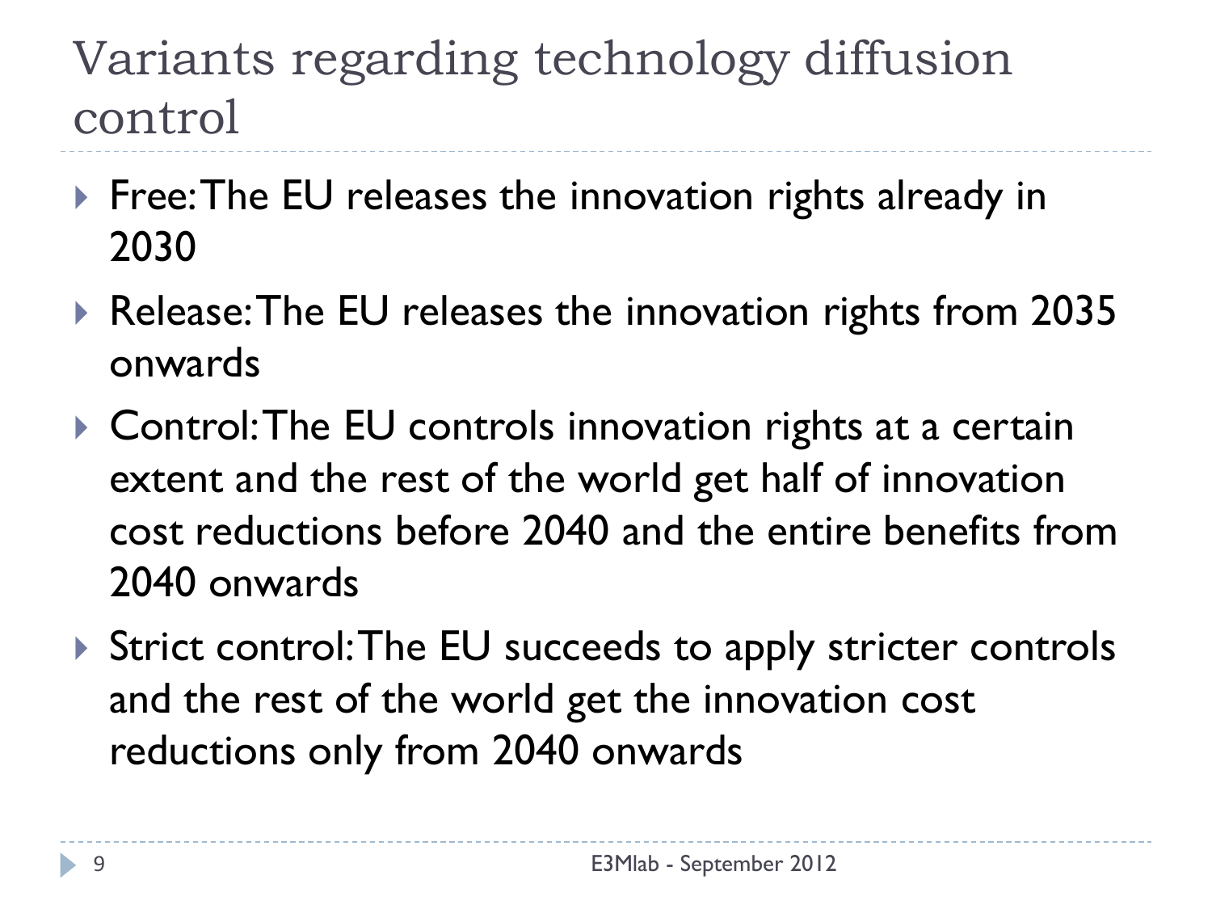# Variants regarding technology diffusion control

- Free: The EU releases the innovation rights already in 2030
- Release: The EU releases the innovation rights from 2035 onwards
- Control: The EU controls innovation rights at a certain extent and the rest of the world get half of innovation cost reductions before 2040 and the entire benefits from 2040 onwards
- Strict control: The EU succeeds to apply stricter controls and the rest of the world get the innovation cost reductions only from 2040 onwards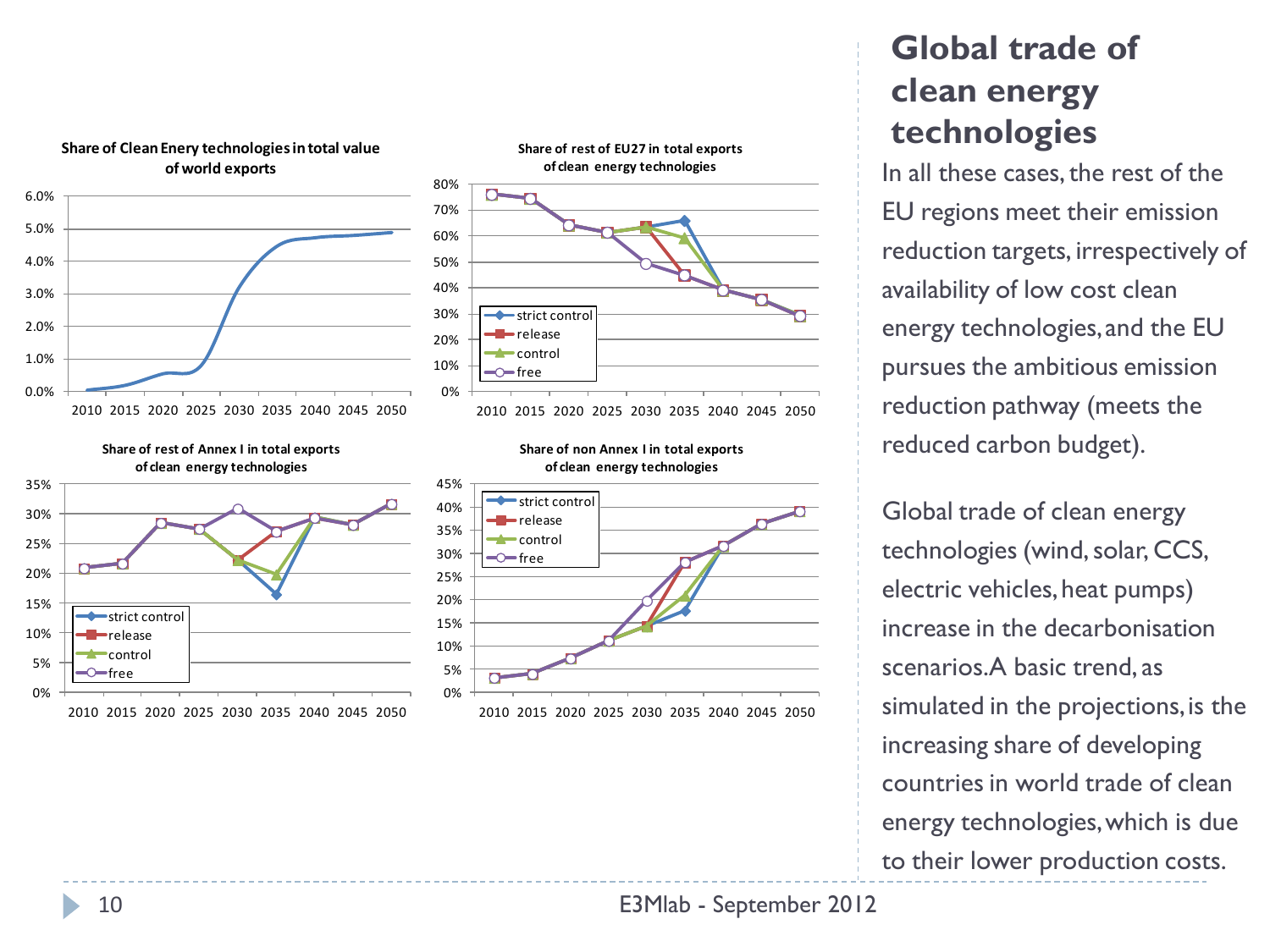# Global trade of clean energy technologies

Share of Clean Enery technologies in total value of world exports

Share of rest of EU27 in total exports of clean energy technologies

Share of rest of Annex I in total exports of clean energy technologies

Share of non Annex I in total exports of clean energy technologies

In all these cases, the rest of the EU regions meet their emission reduction targets, irrespectively of availability of low cost clean energy technologies, and the EU pursues the ambitious emission reduction pathway (meets the reduced carbon budget).

Global trade of clean energy technologies (wind, solar, CCS, electric vehicles, heat pumps) increase in the decarbonisation scenarios. A basic trend, as simulated in the projections, is the increasing share of developing countries in world trade of clean energy technologies, which is due to their lower production costs.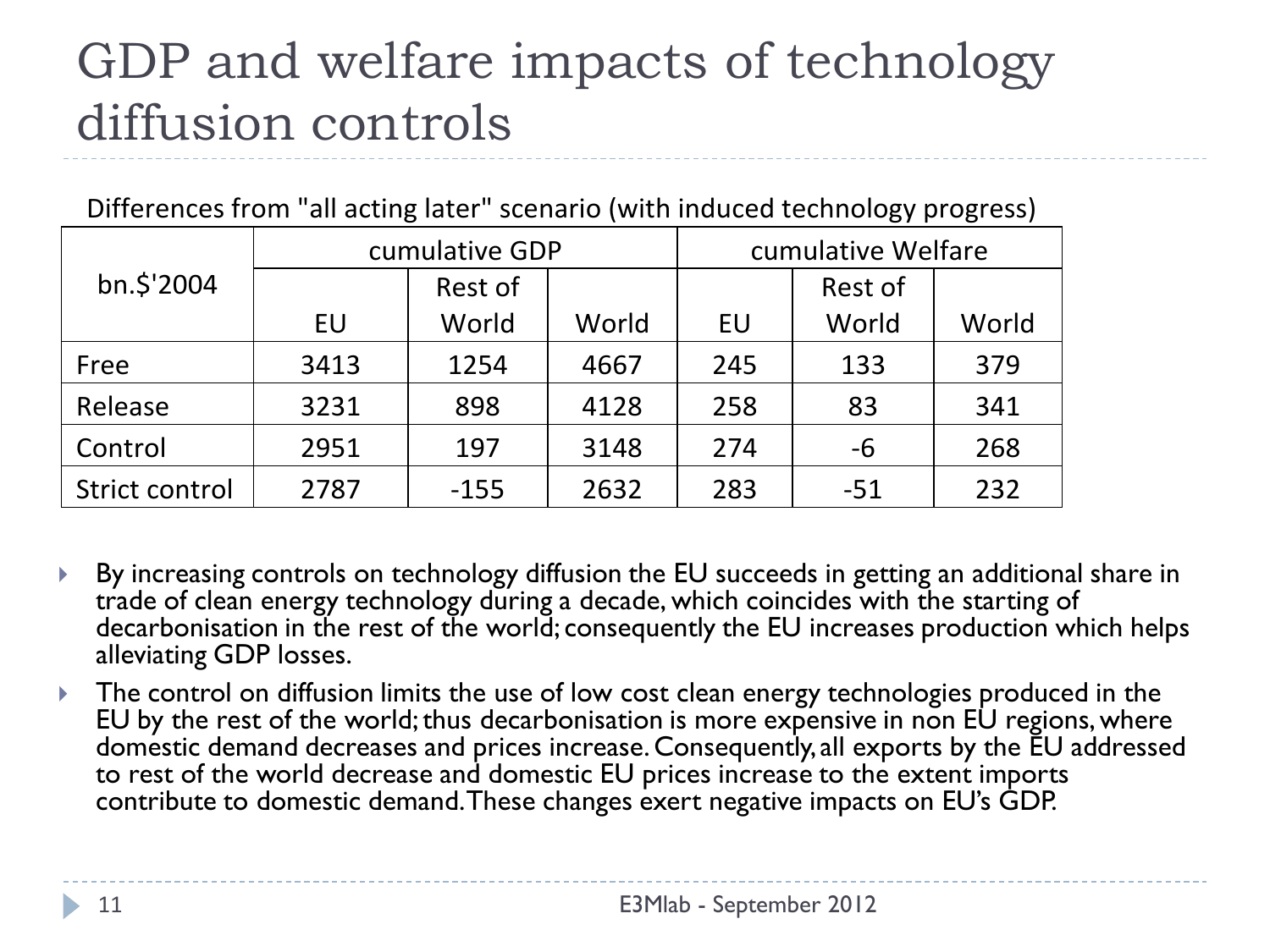# GDP and welfare impacts of technology diffusion controls

Differences from "all acting later" scenario (with induced technology progress)

| bn.$'2004 | cumulative GDP | | | cumulative Welfare | | |
|---|---|---|---|---|---|---|
| | EU | Rest of World | World | EU | Rest of World | World |
| Free | 3413 | 1254 | 4667 | 245 | 133 | 379 |
| Release | 3231 | 898 | 4128 | 258 | 83 | 341 |
| Control | 2951 | 197 | 3148 | 274 | -6 | 268 |
| Strict control | 2787 | -155 | 2632 | 283 | -51 | 232 |

- By increasing controls on technology diffusion the EU succeeds in getting an additional share in trade of clean energy technology during a decade, which coincides with the starting of decarbonisation in the rest of the world; consequently the EU increases production which helps alleviating GDP losses.
- The control on diffusion limits the use of low cost clean energy technologies produced in the EU by the rest of the world; thus decarbonisation is more expensive in non EU regions, where domestic demand decreases and prices increase. Consequently, all exports by the EU addressed to rest of the world decrease and domestic EU prices increase to the extent imports contribute to domestic demand. These changes exert negative impacts on EU's GDP.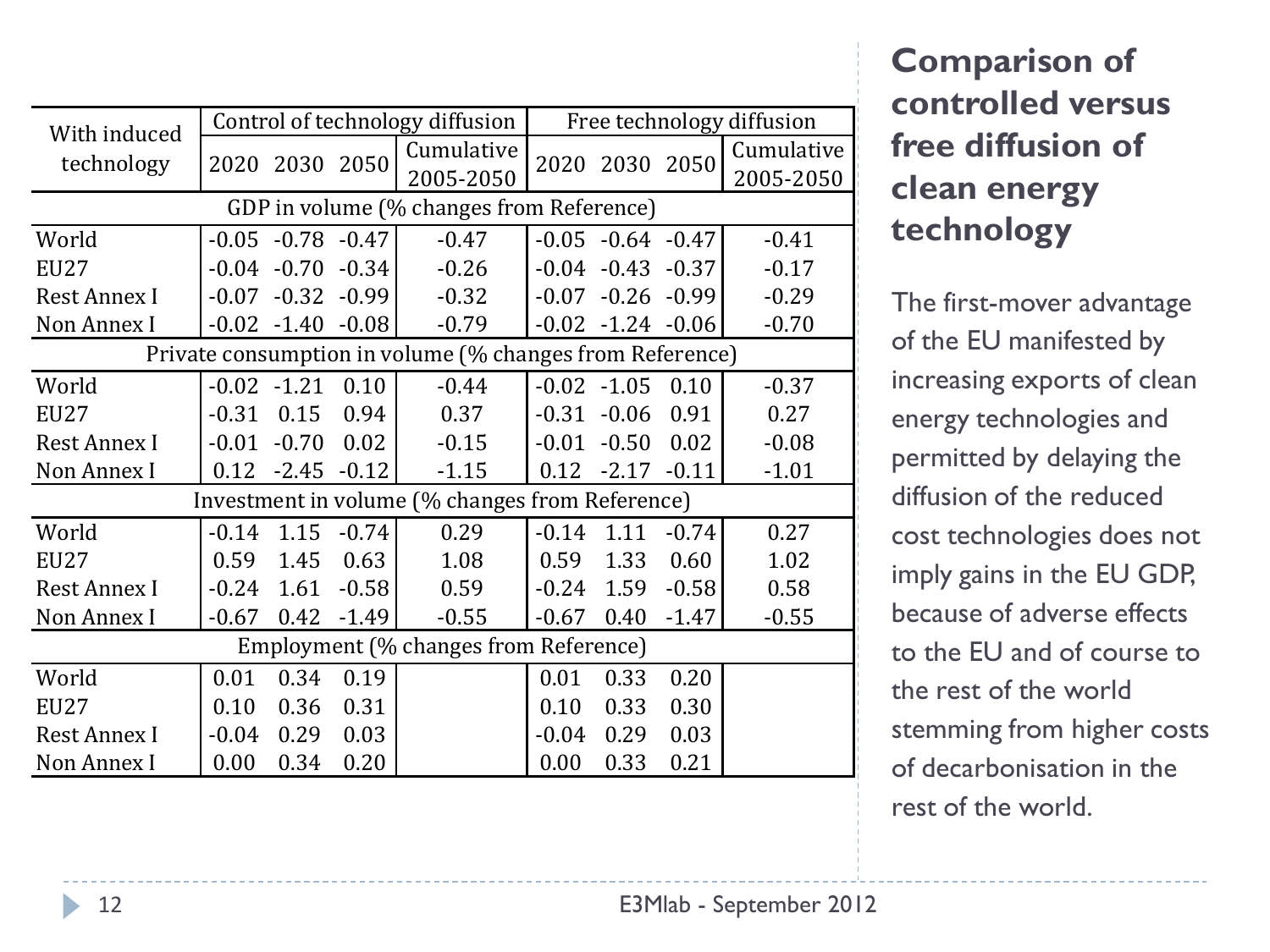## Comparison of controlled versus free diffusion of clean energy technology

| With induced technology | Control of technology diffusion | | | | Free technology diffusion | | | |
|---|---|---|---|---|---|---|---|---|
| | 2020 | 2030 | 2050 | Cumulative 2005-2050 | 2020 | 2030 | 2050 | Cumulative 2005-2050 |
| **GDP in volume (% changes from Reference)** | | | | | | | | |
| World | -0.05 | -0.78 | -0.47 | -0.47 | -0.05 | -0.64 | -0.47 | -0.41 |
| EU27 | -0.04 | -0.70 | -0.34 | -0.26 | -0.04 | -0.43 | -0.37 | -0.17 |
| Rest Annex I | -0.07 | -0.32 | -0.99 | -0.32 | -0.07 | -0.26 | -0.99 | -0.29 |
| Non Annex I | -0.02 | -1.40 | -0.08 | -0.79 | -0.02 | -1.24 | -0.06 | -0.70 |
| **Private consumption in volume (% changes from Reference)** | | | | | | | | |
| World | -0.02 | -1.21 | 0.10 | -0.44 | -0.02 | -1.05 | 0.10 | -0.37 |
| EU27 | -0.31 | 0.15 | 0.94 | 0.37 | -0.31 | -0.06 | 0.91 | 0.27 |
| Rest Annex I | -0.01 | -0.70 | 0.02 | -0.15 | -0.01 | -0.50 | 0.02 | -0.08 |
| Non Annex I | 0.12 | -2.45 | -0.12 | -1.15 | 0.12 | -2.17 | -0.11 | -1.01 |
| **Investment in volume (% changes from Reference)** | | | | | | | | |
| World | -0.14 | 1.15 | -0.74 | 0.29 | -0.14 | 1.11 | -0.74 | 0.27 |
| EU27 | 0.59 | 1.45 | 0.63 | 1.08 | 0.59 | 1.33 | 0.60 | 1.02 |
| Rest Annex I | -0.24 | 1.61 | -0.58 | 0.59 | -0.24 | 1.59 | -0.58 | 0.58 |
| Non Annex I | -0.67 | 0.42 | -1.49 | -0.55 | -0.67 | 0.40 | -1.47 | -0.55 |
| **Employment (% changes from Reference)** | | | | | | | | |
| World | 0.01 | 0.34 | 0.19 | | 0.01 | 0.33 | 0.20 | |
| EU27 | 0.10 | 0.36 | 0.31 | | 0.10 | 0.33 | 0.30 | |
| Rest Annex I | -0.04 | 0.29 | 0.03 | | -0.04 | 0.29 | 0.03 | |
| Non Annex I | 0.00 | 0.34 | 0.20 | | 0.00 | 0.33 | 0.21 | |

The first-mover advantage of the EU manifested by increasing exports of clean energy technologies and permitted by delaying the diffusion of the reduced cost technologies does not imply gains in the EU GDP, because of adverse effects to the EU and of course to the rest of the world stemming from higher costs of decarbonisation in the rest of the world.

E3Mlab - September 2012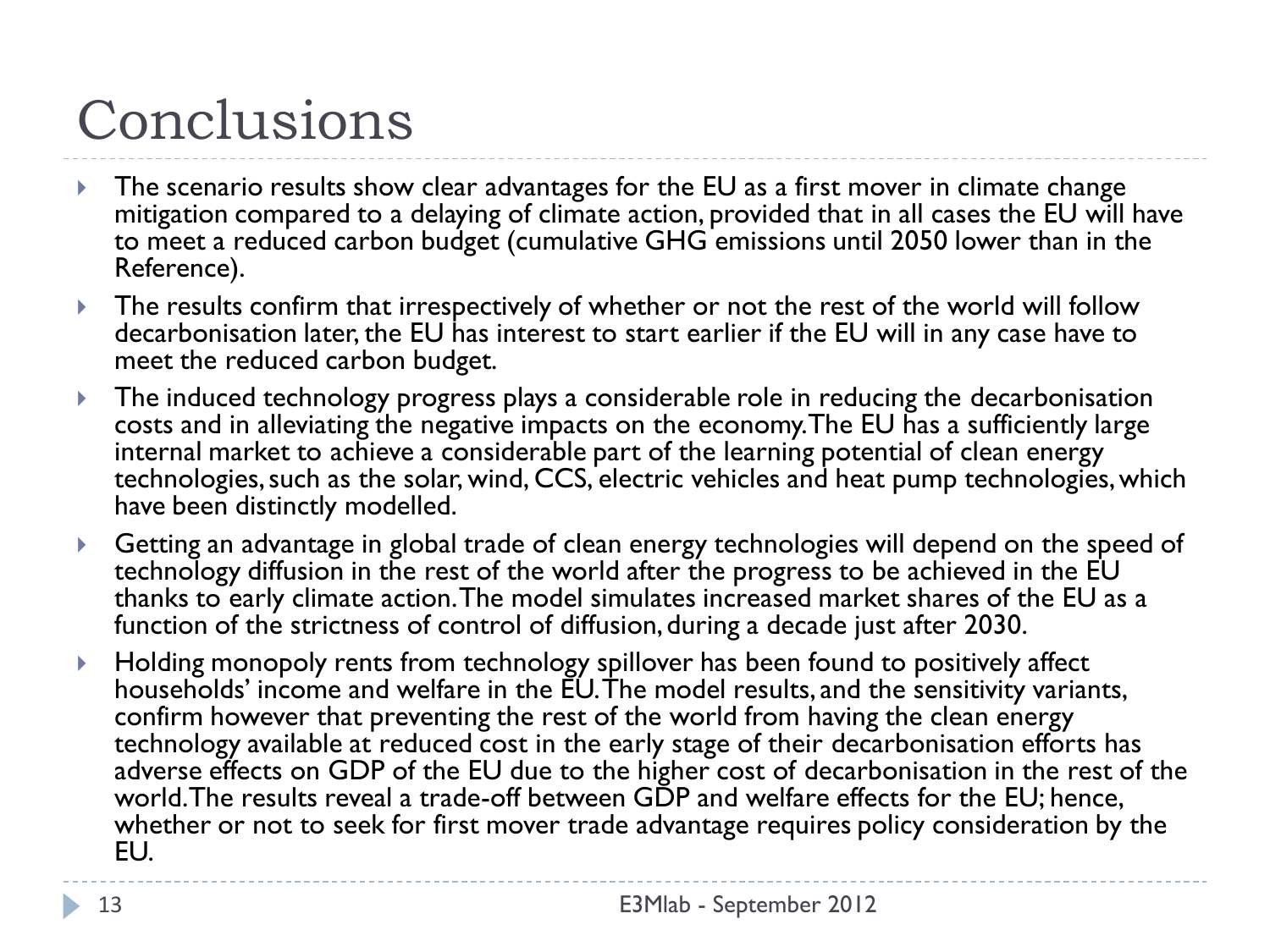# Conclusions

- The scenario results show clear advantages for the EU as a first mover in climate change mitigation compared to a delaying of climate action, provided that in all cases the EU will have to meet a reduced carbon budget (cumulative GHG emissions until 2050 lower than in the Reference).
- The results confirm that irrespectively of whether or not the rest of the world will follow decarbonisation later, the EU has interest to start earlier if the EU will in any case have to meet the reduced carbon budget.
- The induced technology progress plays a considerable role in reducing the decarbonisation costs and in alleviating the negative impacts on the economy. The EU has a sufficiently large internal market to achieve a considerable part of the learning potential of clean energy technologies, such as the solar, wind, CCS, electric vehicles and heat pump technologies, which have been distinctly modelled.
- Getting an advantage in global trade of clean energy technologies will depend on the speed of technology diffusion in the rest of the world after the progress to be achieved in the EU thanks to early climate action. The model simulates increased market shares of the EU as a function of the strictness of control of diffusion, during a decade just after 2030.
- Holding monopoly rents from technology spillover has been found to positively affect households' income and welfare in the EU. The model results, and the sensitivity variants, confirm however that preventing the rest of the world from having the clean energy technology available at reduced cost in the early stage of their decarbonisation efforts has adverse effects on GDP of the EU due to the higher cost of decarbonisation in the rest of the world. The results reveal a trade-off between GDP and welfare effects for the EU; hence, whether or not to seek for first mover trade advantage requires policy consideration by the EU.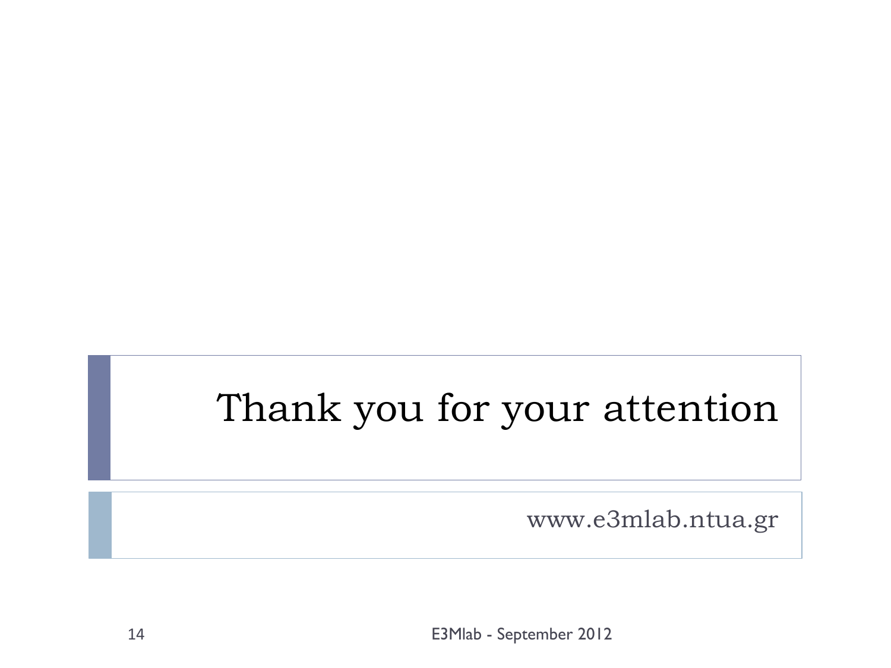# Thank you for your attention

www.e3mlab.ntua.gr